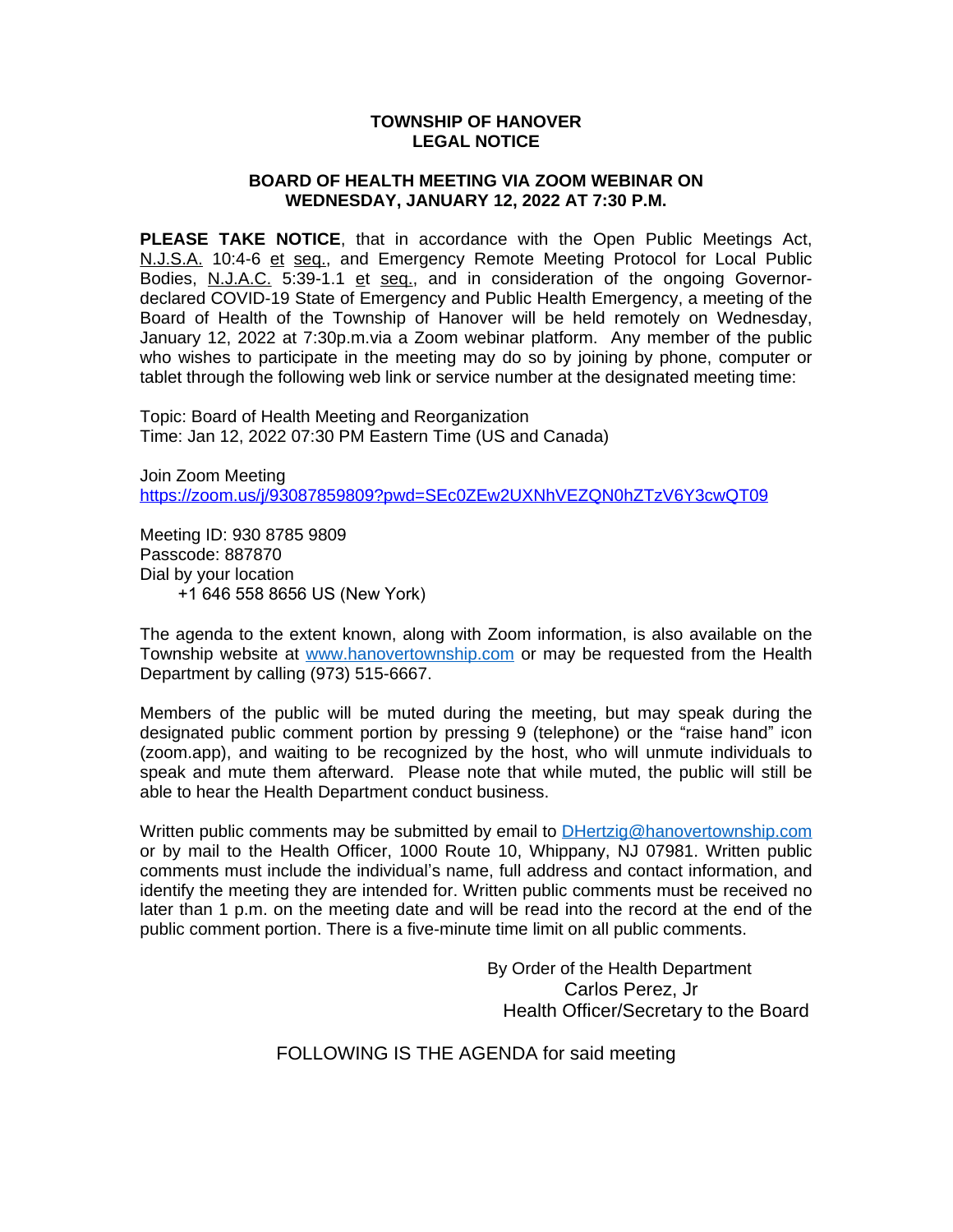**TOWNSHIP OF HANOVER**
**LEGAL NOTICE**

**BOARD OF HEALTH MEETING VIA ZOOM WEBINAR ON WEDNESDAY, JANUARY 12, 2022 AT 7:30 P.M.**

**PLEASE TAKE NOTICE**, that in accordance with the Open Public Meetings Act, N.J.S.A. 10:4-6 et seq., and Emergency Remote Meeting Protocol for Local Public Bodies, N.J.A.C. 5:39-1.1 et seq., and in consideration of the ongoing Governor-declared COVID-19 State of Emergency and Public Health Emergency, a meeting of the Board of Health of the Township of Hanover will be held remotely on Wednesday, January 12, 2022 at 7:30p.m.via a Zoom webinar platform. Any member of the public who wishes to participate in the meeting may do so by joining by phone, computer or tablet through the following web link or service number at the designated meeting time:

Topic: Board of Health Meeting and Reorganization
Time: Jan 12, 2022 07:30 PM Eastern Time (US and Canada)

Join Zoom Meeting
https://zoom.us/j/93087859809?pwd=SEc0ZEw2UXNhVEZQN0hZTzV6Y3cwQT09

Meeting ID: 930 8785 9809
Passcode: 887870
Dial by your location
+1 646 558 8656 US (New York)

The agenda to the extent known, along with Zoom information, is also available on the Township website at www.hanovertownship.com or may be requested from the Health Department by calling (973) 515-6667.

Members of the public will be muted during the meeting, but may speak during the designated public comment portion by pressing 9 (telephone) or the "raise hand" icon (zoom.app), and waiting to be recognized by the host, who will unmute individuals to speak and mute them afterward. Please note that while muted, the public will still be able to hear the Health Department conduct business.

Written public comments may be submitted by email to DHertzig@hanovertownship.com or by mail to the Health Officer, 1000 Route 10, Whippany, NJ 07981. Written public comments must include the individual's name, full address and contact information, and identify the meeting they are intended for. Written public comments must be received no later than 1 p.m. on the meeting date and will be read into the record at the end of the public comment portion. There is a five-minute time limit on all public comments.

By Order of the Health Department
Carlos Perez, Jr
Health Officer/Secretary to the Board

FOLLOWING IS THE AGENDA for said meeting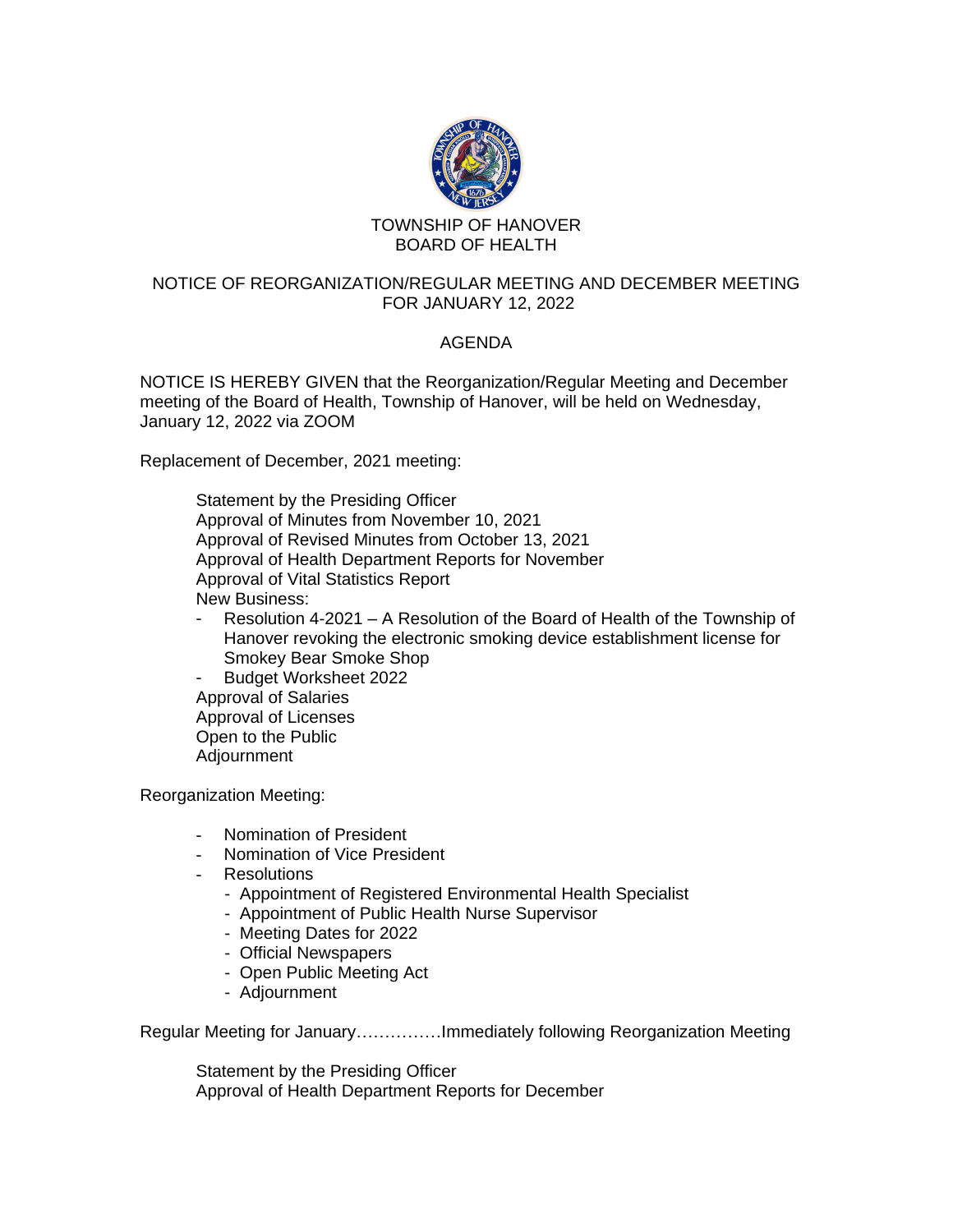# TOWNSHIP OF HANOVER
# BOARD OF HEALTH

## NOTICE OF REORGANIZATION/REGULAR MEETING AND DECEMBER MEETING FOR JANUARY 12, 2022

## AGENDA

NOTICE IS HEREBY GIVEN that the Reorganization/Regular Meeting and December meeting of the Board of Health, Township of Hanover, will be held on Wednesday, January 12, 2022 via ZOOM

Replacement of December, 2021 meeting:

Statement by the Presiding Officer
Approval of Minutes from November 10, 2021
Approval of Revised Minutes from October 13, 2021
Approval of Health Department Reports for November
Approval of Vital Statistics Report
New Business:

- Resolution 4-2021 – A Resolution of the Board of Health of the Township of Hanover revoking the electronic smoking device establishment license for Smokey Bear Smoke Shop
- Budget Worksheet 2022

Approval of Salaries
Approval of Licenses
Open to the Public
Adjournment

Reorganization Meeting:

- Nomination of President
- Nomination of Vice President
- Resolutions
  - Appointment of Registered Environmental Health Specialist
  - Appointment of Public Health Nurse Supervisor
  - Meeting Dates for 2022
  - Official Newspapers
  - Open Public Meeting Act
  - Adjournment

Regular Meeting for January……………Immediately following Reorganization Meeting

Statement by the Presiding Officer
Approval of Health Department Reports for December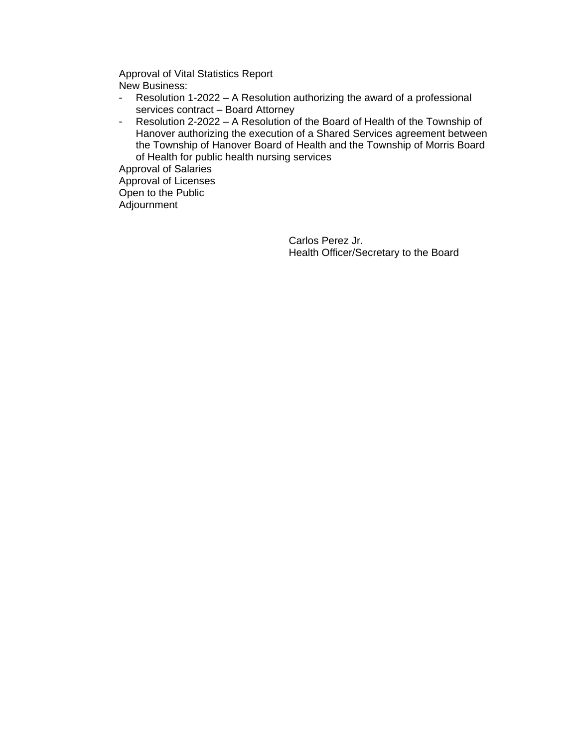Approval of Vital Statistics Report

New Business:

- Resolution 1-2022 – A Resolution authorizing the award of a professional services contract – Board Attorney
- Resolution 2-2022 – A Resolution of the Board of Health of the Township of Hanover authorizing the execution of a Shared Services agreement between the Township of Hanover Board of Health and the Township of Morris Board of Health for public health nursing services

Approval of Salaries

Approval of Licenses

Open to the Public

Adjournment

Carlos Perez Jr.
Health Officer/Secretary to the Board